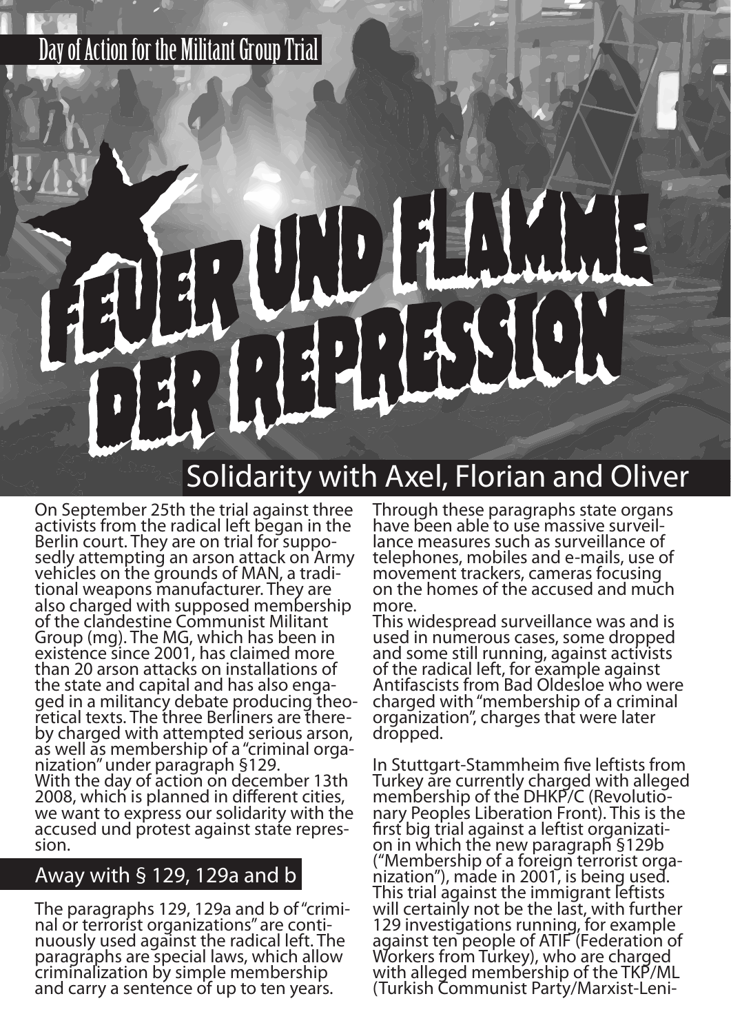Day of Action for the Militant Group Trial

# FEUER UND FLAMME DER REPRESSION

## Solidarity with Axel, Florian and Oliver

On September 25th the trial against three activists from the radical left began in the Berlin court. They are on trial for supposedly attempting an arson attack on Army vehicles on the grounds of MAN, a traditional weapons manufacturer. They are also charged with supposed membership of the clandestine Communist Militant Group (mg). The MG, which has been in existence since 2001, has claimed more than 20 arson attacks on installations of the state and capital and has also engaged in a militancy debate producing theoretical texts. The three Berliners are thereby charged with attempted serious arson, as well as membership of a "criminal organization" under paragraph §129.
With the day of action on december 13th 2008, which is planned in different cities, we want to express our solidarity with the accused und protest against state repression.

## Away with § 129, 129a and b

The paragraphs 129, 129a and b of "criminal or terrorist organizations" are continuously used against the radical left. The paragraphs are special laws, which allow criminalization by simple membership and carry a sentence of up to ten years.

Through these paragraphs state organs have been able to use massive surveillance measures such as surveillance of telephones, mobiles and e-mails, use of movement trackers, cameras focusing on the homes of the accused and much more.
This widespread surveillance was and is used in numerous cases, some dropped and some still running, against activists of the radical left, for example against Antifascists from Bad Oldesloe who were charged with "membership of a criminal organization", charges that were later dropped.

In Stuttgart-Stammheim five leftists from Turkey are currently charged with alleged membership of the DHKP/C (Revolutionary Peoples Liberation Front). This is the first big trial against a leftist organization in which the new paragraph §129b ("Membership of a foreign terrorist organization"), made in 2001, is being used. This trial against the immigrant leftists will certainly not be the last, with further 129 investigations running, for example against ten people of ATIF (Federation of Workers from Turkey), who are charged with alleged membership of the TKP/ML (Turkish Communist Party/Marxist-Leni-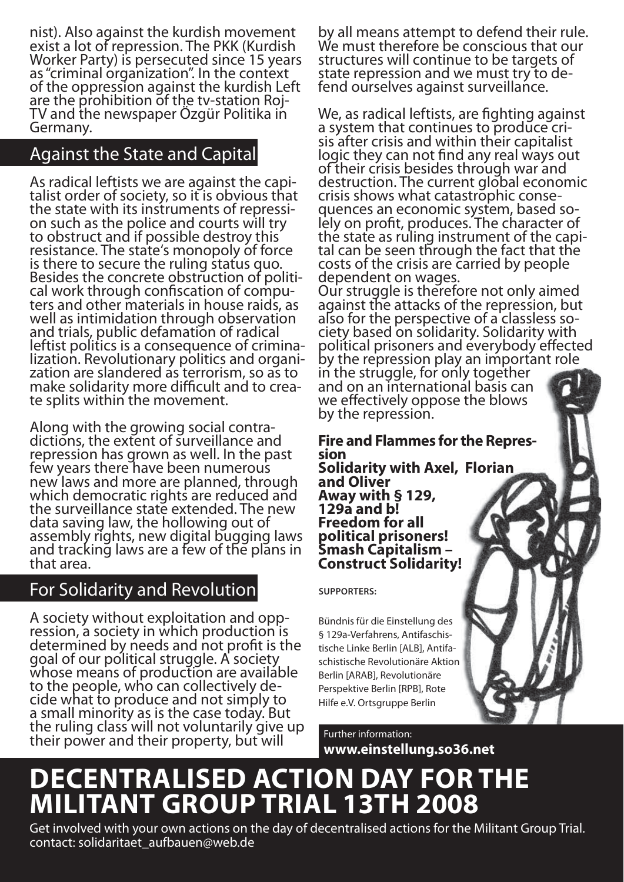nist). Also against the kurdish movement exist a lot of repression. The PKK (Kurdish Worker Party) is persecuted since 15 years as "criminal organization". In the context of the oppression against the kurdish Left are the prohibition of the tv-station Roj-TV and the newspaper Özgür Politika in Germany.

## Against the State and Capital

As radical leftists we are against the capitalist order of society, so it is obvious that the state with its instruments of repression such as the police and courts will try to obstruct and if possible destroy this resistance. The state's monopoly of force is there to secure the ruling status quo. Besides the concrete obstruction of political work through confiscation of computers and other materials in house raids, as well as intimidation through observation and trials, public defamation of radical leftist politics is a consequence of criminalization. Revolutionary politics and organization are slandered as terrorism, so as to make solidarity more difficult and to create splits within the movement.

Along with the growing social contradictions, the extent of surveillance and repression has grown as well. In the past few years there have been numerous new laws and more are planned, through which democratic rights are reduced and the surveillance state extended. The new data saving law, the hollowing out of assembly rights, new digital bugging laws and tracking laws are a few of the plans in that area.

## For Solidarity and Revolution

A society without exploitation and oppression, a society in which production is determined by needs and not profit is the goal of our political struggle. A society whose means of production are available to the people, who can collectively decide what to produce and not simply to a small minority as is the case today. But the ruling class will not voluntarily give up their power and their property, but will by all means attempt to defend their rule. We must therefore be conscious that our structures will continue to be targets of state repression and we must try to defend ourselves against surveillance.

We, as radical leftists, are fighting against a system that continues to produce crisis after crisis and within their capitalist logic they can not find any real ways out of their crisis besides through war and destruction. The current global economic crisis shows what catastrophic consequences an economic system, based solely on profit, produces. The character of the state as ruling instrument of the capital can be seen through the fact that the costs of the crisis are carried by people dependent on wages.
Our struggle is therefore not only aimed against the attacks of the repression, but also for the perspective of a classless society based on solidarity. Solidarity with political prisoners and everybody effected by the repression play an important role in the struggle, for only together and on an international basis can we effectively oppose the blows by the repression.

**Fire and Flammes for the Repression**
**Solidarity with Axel, Florian and Oliver**
**Away with § 129, 129a and b!**
**Freedom for all political prisoners!**
**Smash Capitalism – Construct Solidarity!**

**SUPPORTERS:**

Bündnis für die Einstellung des § 129a-Verfahrens, Antifaschistische Linke Berlin [ALB], Antifaschistische Revolutionäre Aktion Berlin [ARAB], Revolutionäre Perspektive Berlin [RPB], Rote Hilfe e.V. Ortsgruppe Berlin

Further information:
**www.einstellung.so36.net**

# DECENTRALISED ACTION DAY FOR THE MILITANT GROUP TRIAL 13TH 2008

Get involved with your own actions on the day of decentralised actions for the Militant Group Trial.
contact: solidaritaet_aufbauen@web.de